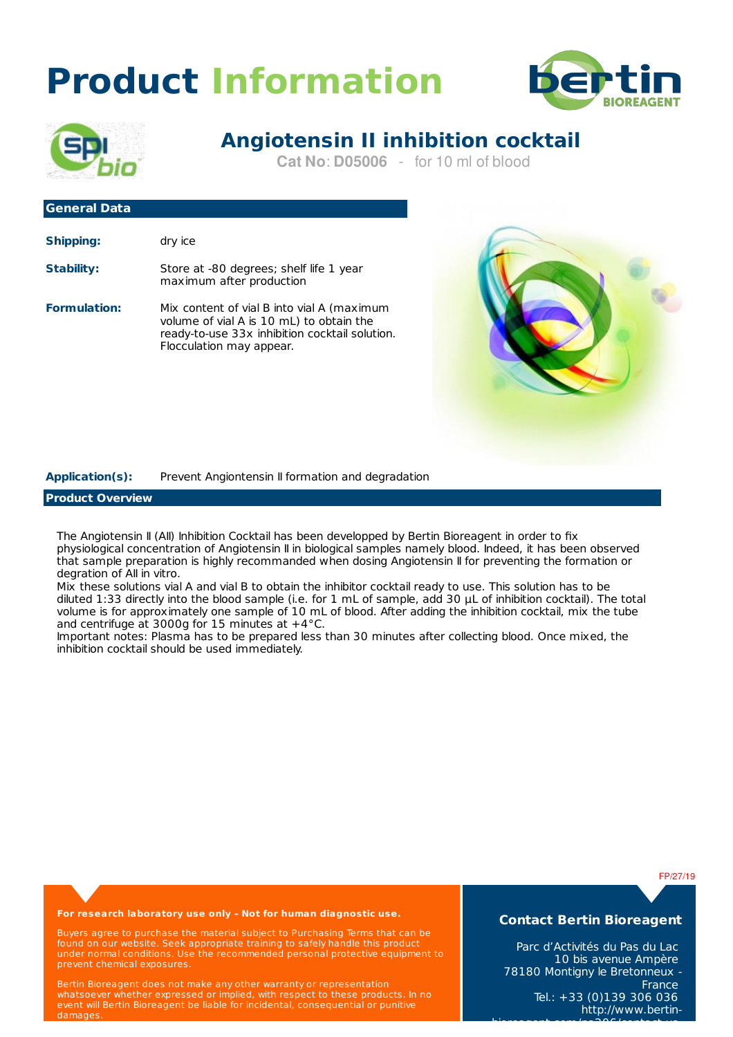# Product Information

## Angiotensin II inhibition cocktail

**Cat No**: **D05006** - for 10 ml of blood

### General Data

**Shipping:** dry ice

**Stability:** Store at -80 degrees; shelf life 1 year maximum after production

**Formulation:** Mix content of vial B into vial A (maximum volume of vial A is 10 mL) to obtain the ready-to-use 33x inhibition cocktail solution. Flocculation may appear.

**Application(s):** Prevent Angiontensin II formation and degradation

### Product Overview

The Angiotensin II (AII) Inhibition Cocktail has been developped by Bertin Bioreagent in order to fix physiological concentration of Angiotensin II in biological samples namely blood. Indeed, it has been observed that sample preparation is highly recommanded when dosing Angiotensin II for preventing the formation or degration of AII in vitro.
Mix these solutions vial A and vial B to obtain the inhibitor cocktail ready to use. This solution has to be diluted 1:33 directly into the blood sample (i.e. for 1 mL of sample, add 30 µL of inhibition cocktail). The total volume is for approximately one sample of 10 mL of blood. After adding the inhibition cocktail, mix the tube and centrifuge at 3000g for 15 minutes at +4°C.
Important notes: Plasma has to be prepared less than 30 minutes after collecting blood. Once mixed, the inhibition cocktail should be used immediately.

FP/27/19

**For research laboratory use only - Not for human diagnostic use.**

Buyers agree to purchase the material subject to Purchasing Terms that can be found on our website. Seek appropriate training to safely handle this product under normal conditions. Use the recommended personal protective equipment to prevent chemical exposures.

Bertin Bioreagent does not make any other warranty or representation whatsoever whether expressed or implied, with respect to these products. In no event will Bertin Bioreagent be liable for incidental, consequential or punitive damages.

**Contact Bertin Bioreagent**

Parc d'Activités du Pas du Lac
10 bis avenue Ampère
78180 Montigny le Bretonneux - France
Tel.: +33 (0)139 306 036
http://www.bertin-bioreagent.com/ps306/contact-us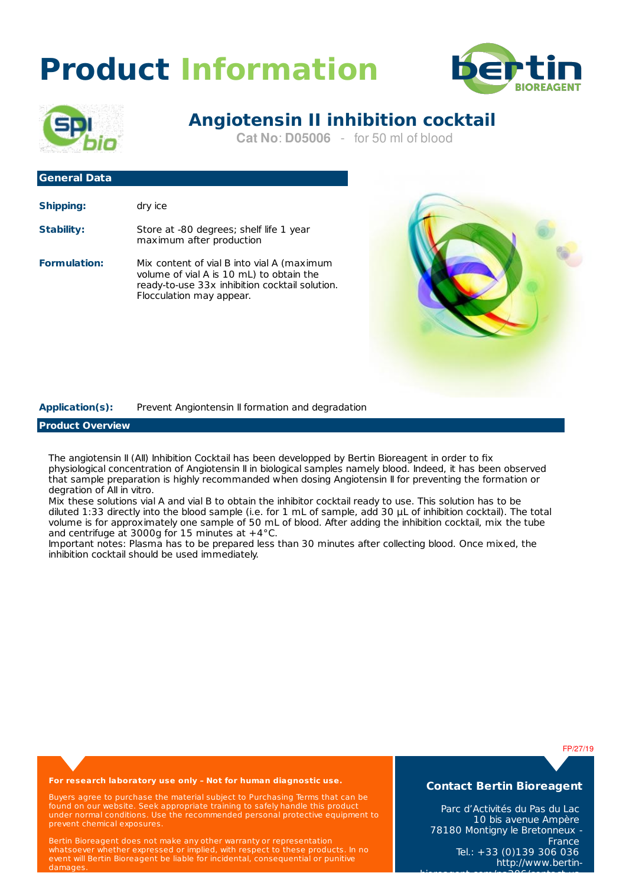# Product Information

## Angiotensin II inhibition cocktail

**Cat No**: **D05006** - for 50 ml of blood

### General Data

**Shipping:** dry ice

**Stability:** Store at -80 degrees; shelf life 1 year maximum after production

**Formulation:** Mix content of vial B into vial A (maximum volume of vial A is 10 mL) to obtain the ready-to-use 33x inhibition cocktail solution. Flocculation may appear.

**Application(s):** Prevent Angiontensin II formation and degradation

### Product Overview

The angiotensin II (AII) Inhibition Cocktail has been developped by Bertin Bioreagent in order to fix physiological concentration of Angiotensin II in biological samples namely blood. Indeed, it has been observed that sample preparation is highly recommanded when dosing Angiotensin II for preventing the formation or degration of AII in vitro.
Mix these solutions vial A and vial B to obtain the inhibitor cocktail ready to use. This solution has to be diluted 1:33 directly into the blood sample (i.e. for 1 mL of sample, add 30 µL of inhibition cocktail). The total volume is for approximately one sample of 50 mL of blood. After adding the inhibition cocktail, mix the tube and centrifuge at 3000g for 15 minutes at +4°C.
Important notes: Plasma has to be prepared less than 30 minutes after collecting blood. Once mixed, the inhibition cocktail should be used immediately.

FP/27/19

**For research laboratory use only – Not for human diagnostic use.**

Buyers agree to purchase the material subject to Purchasing Terms that can be found on our website. Seek appropriate training to safely handle this product under normal conditions. Use the recommended personal protective equipment to prevent chemical exposures.

Bertin Bioreagent does not make any other warranty or representation whatsoever whether expressed or implied, with respect to these products. In no event will Bertin Bioreagent be liable for incidental, consequential or punitive damages.

**Contact Bertin Bioreagent**

Parc d'Activités du Pas du Lac
10 bis avenue Ampère
78180 Montigny le Bretonneux - France
Tel.: +33 (0)139 306 036
http://www.bertin-bioreagent.com/ps306/contact-us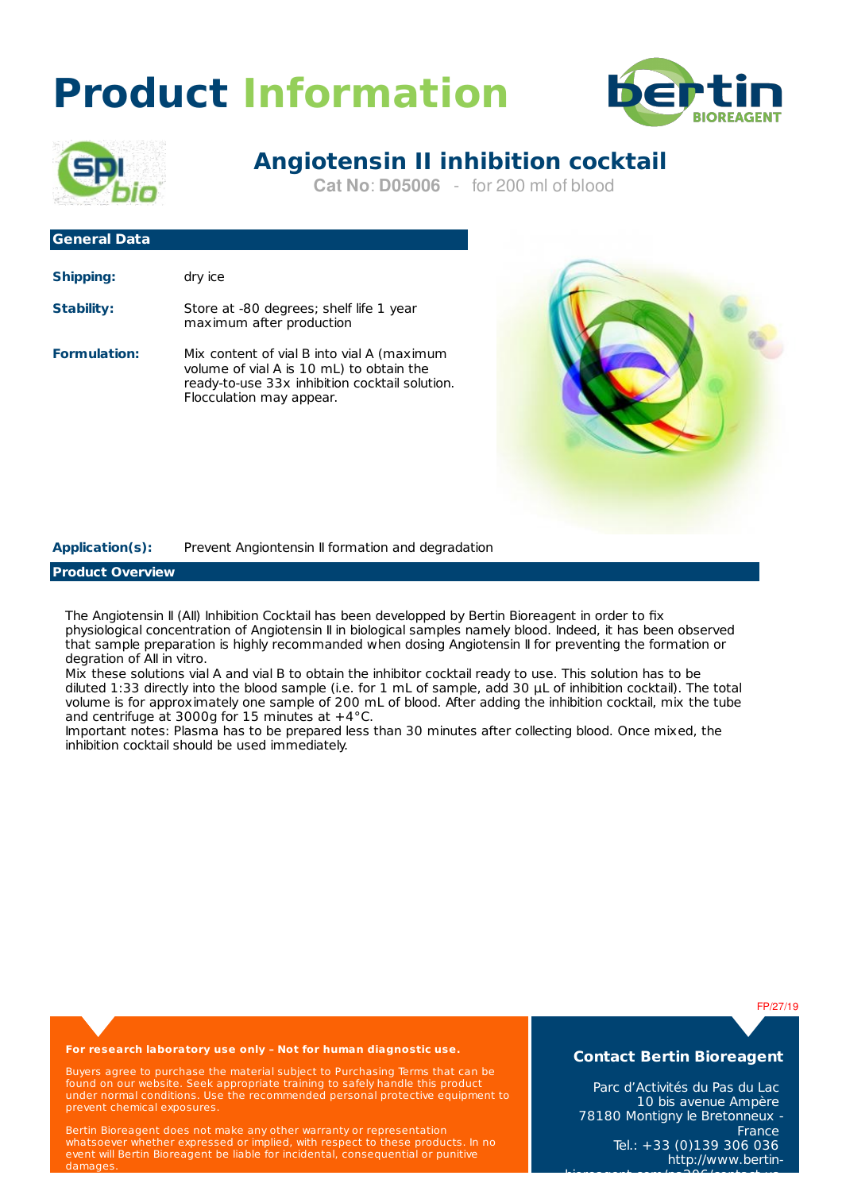# Product Information

## Angiotensin II inhibition cocktail

**Cat No**: **D05006** - for 200 ml of blood

### General Data

**Shipping:** dry ice

**Stability:** Store at -80 degrees; shelf life 1 year maximum after production

**Formulation:** Mix content of vial B into vial A (maximum volume of vial A is 10 mL) to obtain the ready-to-use 33x inhibition cocktail solution. Flocculation may appear.

**Application(s):** Prevent Angiontensin II formation and degradation

### Product Overview

The Angiotensin II (AII) Inhibition Cocktail has been developped by Bertin Bioreagent in order to fix physiological concentration of Angiotensin II in biological samples namely blood. Indeed, it has been observed that sample preparation is highly recommanded when dosing Angiotensin II for preventing the formation or degration of AII in vitro.
Mix these solutions vial A and vial B to obtain the inhibitor cocktail ready to use. This solution has to be diluted 1:33 directly into the blood sample (i.e. for 1 mL of sample, add 30 µL of inhibition cocktail). The total volume is for approximately one sample of 200 mL of blood. After adding the inhibition cocktail, mix the tube and centrifuge at 3000g for 15 minutes at +4°C.
Important notes: Plasma has to be prepared less than 30 minutes after collecting blood. Once mixed, the inhibition cocktail should be used immediately.

FP/27/19

**For research laboratory use only – Not for human diagnostic use.**

Buyers agree to purchase the material subject to Purchasing Terms that can be found on our website. Seek appropriate training to safely handle this product under normal conditions. Use the recommended personal protective equipment to prevent chemical exposures.

Bertin Bioreagent does not make any other warranty or representation whatsoever whether expressed or implied, with respect to these products. In no event will Bertin Bioreagent be liable for incidental, consequential or punitive damages.

**Contact Bertin Bioreagent**

Parc d'Activités du Pas du Lac
10 bis avenue Ampère
78180 Montigny le Bretonneux - France
Tel.: +33 (0)139 306 036
http://www.bertin-bioreagent.com/rc306/contact-us